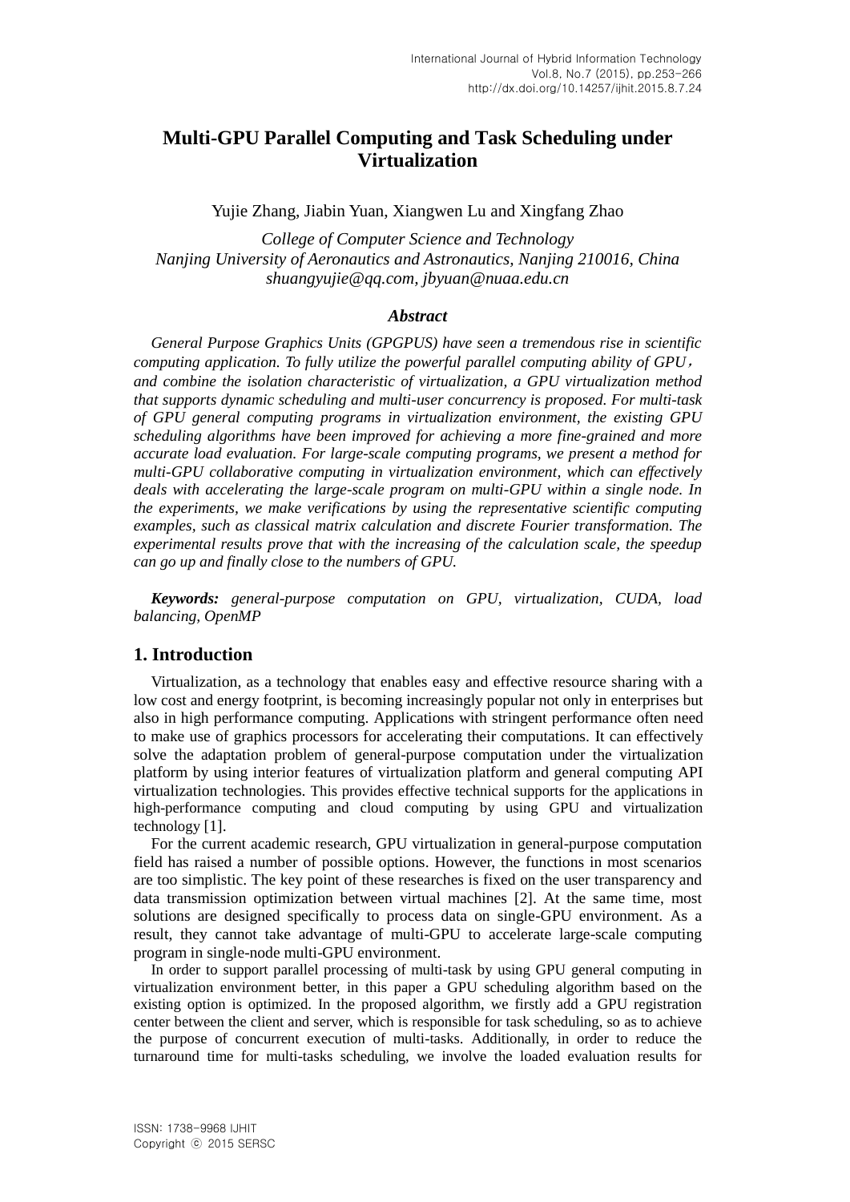# Multi-GPU Parallel Computing and Task Scheduling under Virtualization

Yujie Zhang, Jiabin Yuan, Xiangwen Lu and Xingfang Zhao

*College of Computer Science and Technology*
*Nanjing University of Aeronautics and Astronautics, Nanjing 210016, China*
*shuangyujie@qq.com, jbyuan@nuaa.edu.cn*

### *Abstract*

*General Purpose Graphics Units (GPGPUS) have seen a tremendous rise in scientific computing application. To fully utilize the powerful parallel computing ability of GPU，and combine the isolation characteristic of virtualization, a GPU virtualization method that supports dynamic scheduling and multi-user concurrency is proposed. For multi-task of GPU general computing programs in virtualization environment, the existing GPU scheduling algorithms have been improved for achieving a more fine-grained and more accurate load evaluation. For large-scale computing programs, we present a method for multi-GPU collaborative computing in virtualization environment, which can effectively deals with accelerating the large-scale program on multi-GPU within a single node. In the experiments, we make verifications by using the representative scientific computing examples, such as classical matrix calculation and discrete Fourier transformation. The experimental results prove that with the increasing of the calculation scale, the speedup can go up and finally close to the numbers of GPU.*

***Keywords:*** *general-purpose computation on GPU, virtualization, CUDA, load balancing, OpenMP*

## 1. Introduction

Virtualization, as a technology that enables easy and effective resource sharing with a low cost and energy footprint, is becoming increasingly popular not only in enterprises but also in high performance computing. Applications with stringent performance often need to make use of graphics processors for accelerating their computations. It can effectively solve the adaptation problem of general-purpose computation under the virtualization platform by using interior features of virtualization platform and general computing API virtualization technologies. This provides effective technical supports for the applications in high-performance computing and cloud computing by using GPU and virtualization technology [1].

For the current academic research, GPU virtualization in general-purpose computation field has raised a number of possible options. However, the functions in most scenarios are too simplistic. The key point of these researches is fixed on the user transparency and data transmission optimization between virtual machines [2]. At the same time, most solutions are designed specifically to process data on single-GPU environment. As a result, they cannot take advantage of multi-GPU to accelerate large-scale computing program in single-node multi-GPU environment.

In order to support parallel processing of multi-task by using GPU general computing in virtualization environment better, in this paper a GPU scheduling algorithm based on the existing option is optimized. In the proposed algorithm, we firstly add a GPU registration center between the client and server, which is responsible for task scheduling, so as to achieve the purpose of concurrent execution of multi-tasks. Additionally, in order to reduce the turnaround time for multi-tasks scheduling, we involve the loaded evaluation results for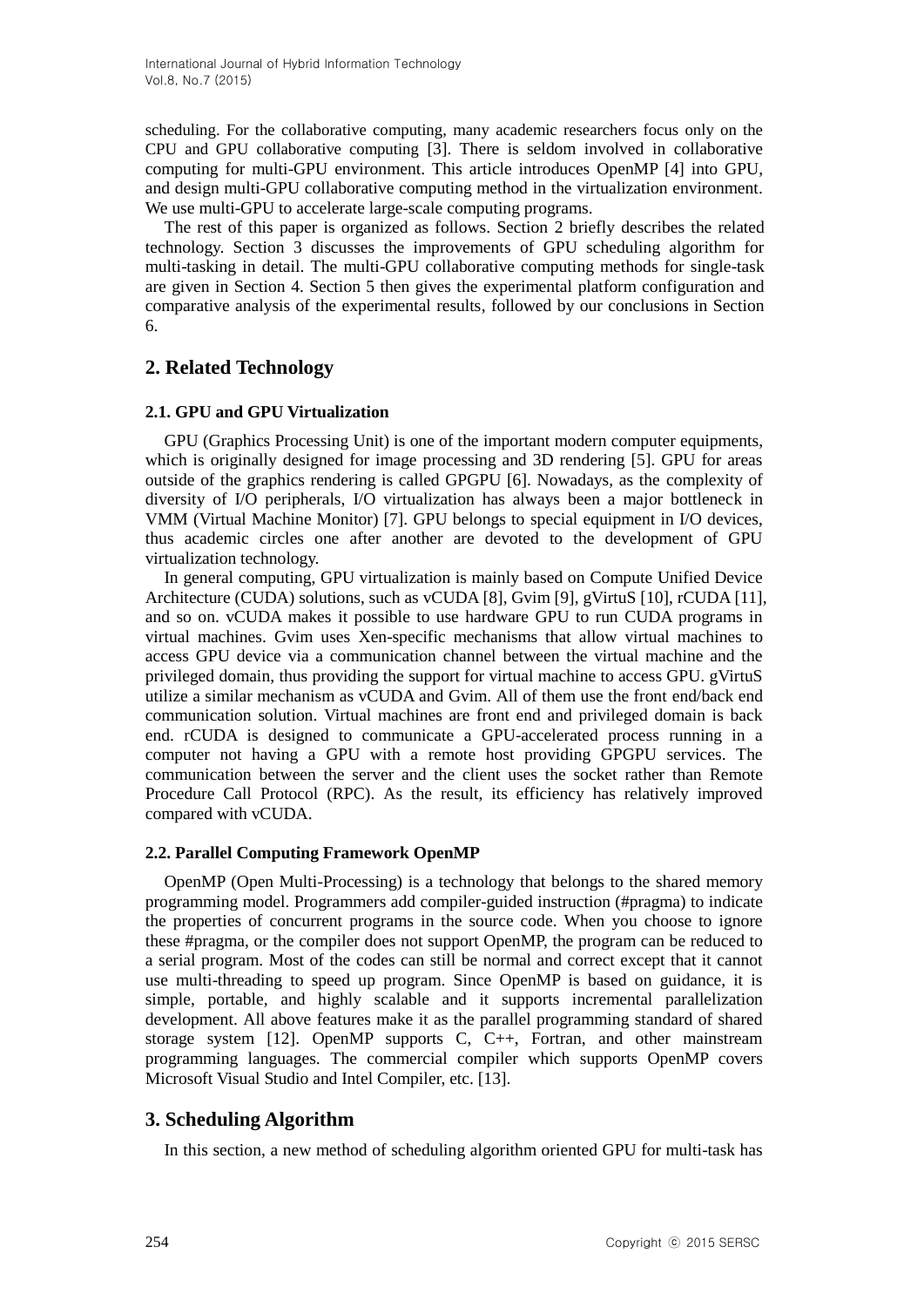scheduling. For the collaborative computing, many academic researchers focus only on the CPU and GPU collaborative computing [3]. There is seldom involved in collaborative computing for multi-GPU environment. This article introduces OpenMP [4] into GPU, and design multi-GPU collaborative computing method in the virtualization environment. We use multi-GPU to accelerate large-scale computing programs.

The rest of this paper is organized as follows. Section 2 briefly describes the related technology. Section 3 discusses the improvements of GPU scheduling algorithm for multi-tasking in detail. The multi-GPU collaborative computing methods for single-task are given in Section 4. Section 5 then gives the experimental platform configuration and comparative analysis of the experimental results, followed by our conclusions in Section 6.

## 2. Related Technology

### 2.1. GPU and GPU Virtualization

GPU (Graphics Processing Unit) is one of the important modern computer equipments, which is originally designed for image processing and 3D rendering [5]. GPU for areas outside of the graphics rendering is called GPGPU [6]. Nowadays, as the complexity of diversity of I/O peripherals, I/O virtualization has always been a major bottleneck in VMM (Virtual Machine Monitor) [7]. GPU belongs to special equipment in I/O devices, thus academic circles one after another are devoted to the development of GPU virtualization technology.

In general computing, GPU virtualization is mainly based on Compute Unified Device Architecture (CUDA) solutions, such as vCUDA [8], Gvim [9], gVirtuS [10], rCUDA [11], and so on. vCUDA makes it possible to use hardware GPU to run CUDA programs in virtual machines. Gvim uses Xen-specific mechanisms that allow virtual machines to access GPU device via a communication channel between the virtual machine and the privileged domain, thus providing the support for virtual machine to access GPU. gVirtuS utilize a similar mechanism as vCUDA and Gvim. All of them use the front end/back end communication solution. Virtual machines are front end and privileged domain is back end. rCUDA is designed to communicate a GPU-accelerated process running in a computer not having a GPU with a remote host providing GPGPU services. The communication between the server and the client uses the socket rather than Remote Procedure Call Protocol (RPC). As the result, its efficiency has relatively improved compared with vCUDA.

### 2.2. Parallel Computing Framework OpenMP

OpenMP (Open Multi-Processing) is a technology that belongs to the shared memory programming model. Programmers add compiler-guided instruction (#pragma) to indicate the properties of concurrent programs in the source code. When you choose to ignore these #pragma, or the compiler does not support OpenMP, the program can be reduced to a serial program. Most of the codes can still be normal and correct except that it cannot use multi-threading to speed up program. Since OpenMP is based on guidance, it is simple, portable, and highly scalable and it supports incremental parallelization development. All above features make it as the parallel programming standard of shared storage system [12]. OpenMP supports C, C++, Fortran, and other mainstream programming languages. The commercial compiler which supports OpenMP covers Microsoft Visual Studio and Intel Compiler, etc. [13].

## 3. Scheduling Algorithm

In this section, a new method of scheduling algorithm oriented GPU for multi-task has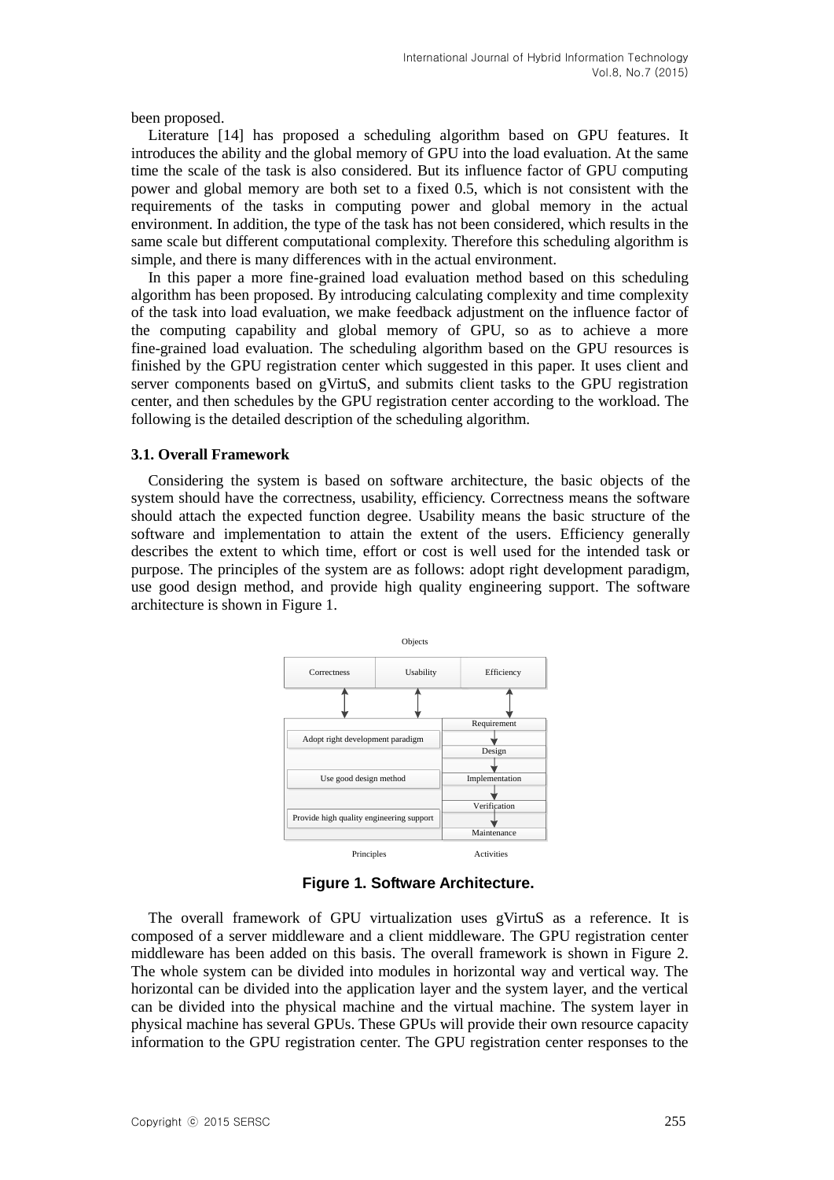been proposed.

Literature [14] has proposed a scheduling algorithm based on GPU features. It introduces the ability and the global memory of GPU into the load evaluation. At the same time the scale of the task is also considered. But its influence factor of GPU computing power and global memory are both set to a fixed 0.5, which is not consistent with the requirements of the tasks in computing power and global memory in the actual environment. In addition, the type of the task has not been considered, which results in the same scale but different computational complexity. Therefore this scheduling algorithm is simple, and there is many differences with in the actual environment.

In this paper a more fine-grained load evaluation method based on this scheduling algorithm has been proposed. By introducing calculating complexity and time complexity of the task into load evaluation, we make feedback adjustment on the influence factor of the computing capability and global memory of GPU, so as to achieve a more fine-grained load evaluation. The scheduling algorithm based on the GPU resources is finished by the GPU registration center which suggested in this paper. It uses client and server components based on gVirtuS, and submits client tasks to the GPU registration center, and then schedules by the GPU registration center according to the workload. The following is the detailed description of the scheduling algorithm.

### 3.1. Overall Framework

Considering the system is based on software architecture, the basic objects of the system should have the correctness, usability, efficiency. Correctness means the software should attach the expected function degree. Usability means the basic structure of the software and implementation to attain the extent of the users. Efficiency generally describes the extent to which time, effort or cost is well used for the intended task or purpose. The principles of the system are as follows: adopt right development paradigm, use good design method, and provide high quality engineering support. The software architecture is shown in Figure 1.

Objects

Correctness | Usability | Efficiency

Adopt right development paradigm

Use good design method

Provide high quality engineering support

Requirement → Design → Implementation → Verification → Maintenance

Principles | Activities

**Figure 1. Software Architecture.**

The overall framework of GPU virtualization uses gVirtuS as a reference. It is composed of a server middleware and a client middleware. The GPU registration center middleware has been added on this basis. The overall framework is shown in Figure 2. The whole system can be divided into modules in horizontal way and vertical way. The horizontal can be divided into the application layer and the system layer, and the vertical can be divided into the physical machine and the virtual machine. The system layer in physical machine has several GPUs. These GPUs will provide their own resource capacity information to the GPU registration center. The GPU registration center responses to the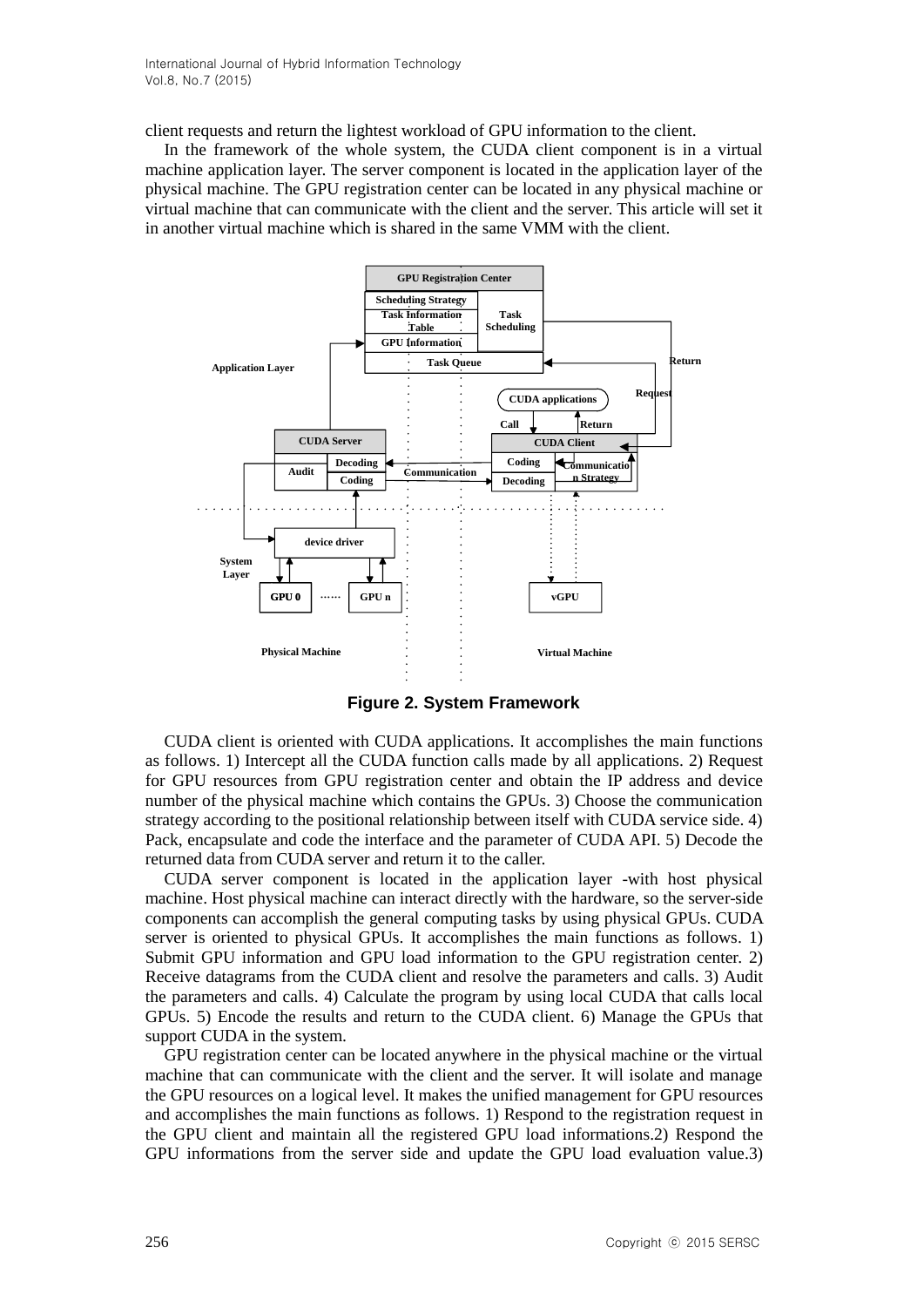client requests and return the lightest workload of GPU information to the client.

In the framework of the whole system, the CUDA client component is in a virtual machine application layer. The server component is located in the application layer of the physical machine. The GPU registration center can be located in any physical machine or virtual machine that can communicate with the client and the server. This article will set it in another virtual machine which is shared in the same VMM with the client.

**Figure 2. System Framework**

CUDA client is oriented with CUDA applications. It accomplishes the main functions as follows. 1) Intercept all the CUDA function calls made by all applications. 2) Request for GPU resources from GPU registration center and obtain the IP address and device number of the physical machine which contains the GPUs. 3) Choose the communication strategy according to the positional relationship between itself with CUDA service side. 4) Pack, encapsulate and code the interface and the parameter of CUDA API. 5) Decode the returned data from CUDA server and return it to the caller.

CUDA server component is located in the application layer -with host physical machine. Host physical machine can interact directly with the hardware, so the server-side components can accomplish the general computing tasks by using physical GPUs. CUDA server is oriented to physical GPUs. It accomplishes the main functions as follows. 1) Submit GPU information and GPU load information to the GPU registration center. 2) Receive datagrams from the CUDA client and resolve the parameters and calls. 3) Audit the parameters and calls. 4) Calculate the program by using local CUDA that calls local GPUs. 5) Encode the results and return to the CUDA client. 6) Manage the GPUs that support CUDA in the system.

GPU registration center can be located anywhere in the physical machine or the virtual machine that can communicate with the client and the server. It will isolate and manage the GPU resources on a logical level. It makes the unified management for GPU resources and accomplishes the main functions as follows. 1) Respond to the registration request in the GPU client and maintain all the registered GPU load informations.2) Respond the GPU informations from the server side and update the GPU load evaluation value.3)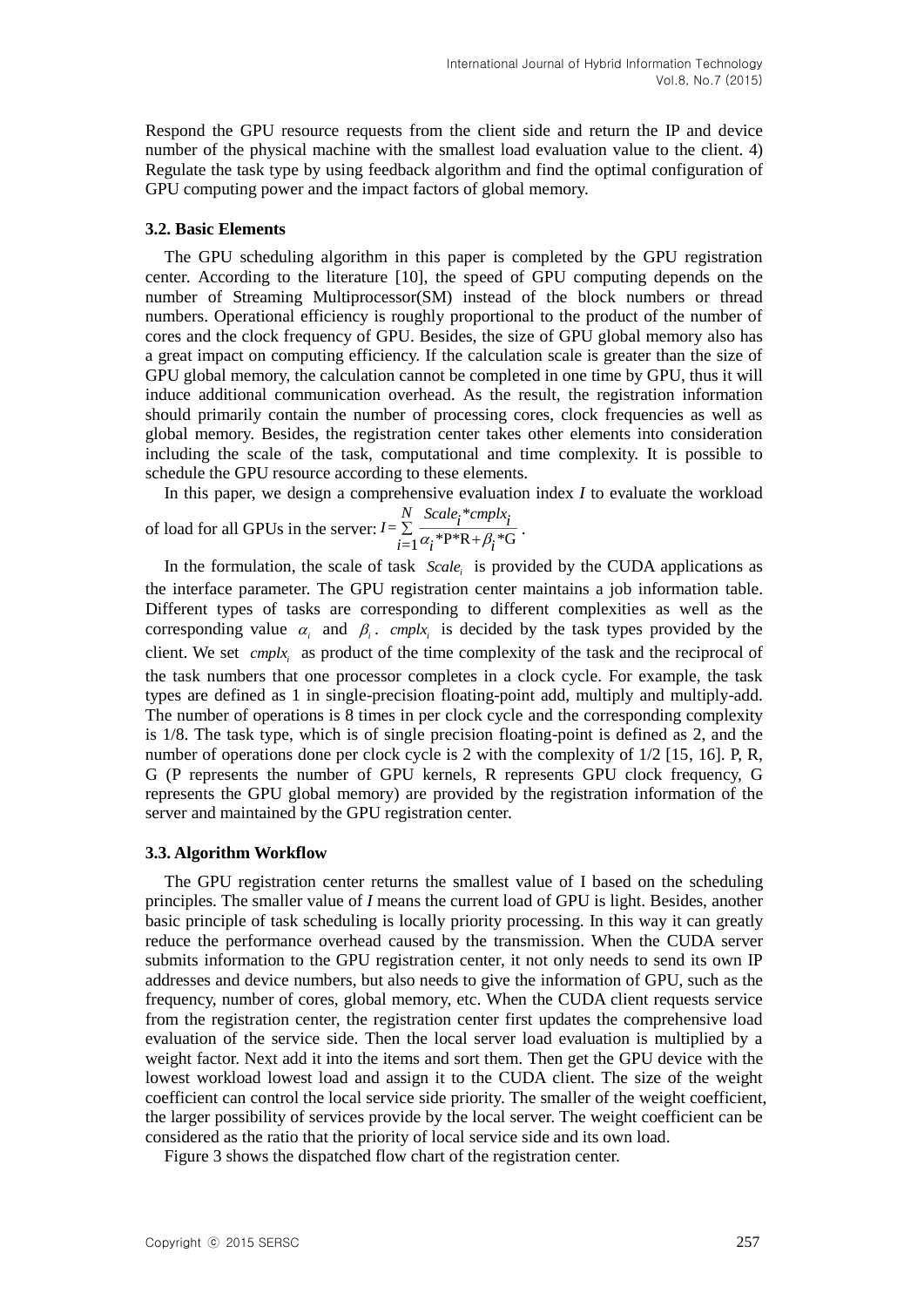Respond the GPU resource requests from the client side and return the IP and device number of the physical machine with the smallest load evaluation value to the client. 4) Regulate the task type by using feedback algorithm and find the optimal configuration of GPU computing power and the impact factors of global memory.

### 3.2. Basic Elements

The GPU scheduling algorithm in this paper is completed by the GPU registration center. According to the literature [10], the speed of GPU computing depends on the number of Streaming Multiprocessor(SM) instead of the block numbers or thread numbers. Operational efficiency is roughly proportional to the product of the number of cores and the clock frequency of GPU. Besides, the size of GPU global memory also has a great impact on computing efficiency. If the calculation scale is greater than the size of GPU global memory, the calculation cannot be completed in one time by GPU, thus it will induce additional communication overhead. As the result, the registration information should primarily contain the number of processing cores, clock frequencies as well as global memory. Besides, the registration center takes other elements into consideration including the scale of the task, computational and time complexity. It is possible to schedule the GPU resource according to these elements.

In this paper, we design a comprehensive evaluation index *I* to evaluate the workload of load for all GPUs in the server: $I = \sum_{i=1}^{N} \frac{Scale_i * cmplx_i}{\alpha_i * P * R + \beta_i * G}$.

In the formulation, the scale of task $Scale_i$ is provided by the CUDA applications as the interface parameter. The GPU registration center maintains a job information table. Different types of tasks are corresponding to different complexities as well as the corresponding value $\alpha_i$ and $\beta_i$. $cmplx_i$ is decided by the task types provided by the client. We set $cmplx_i$ as product of the time complexity of the task and the reciprocal of the task numbers that one processor completes in a clock cycle. For example, the task types are defined as 1 in single-precision floating-point add, multiply and multiply-add. The number of operations is 8 times in per clock cycle and the corresponding complexity is 1/8. The task type, which is of single precision floating-point is defined as 2, and the number of operations done per clock cycle is 2 with the complexity of 1/2 [15, 16]. P, R, G (P represents the number of GPU kernels, R represents GPU clock frequency, G represents the GPU global memory) are provided by the registration information of the server and maintained by the GPU registration center.

### 3.3. Algorithm Workflow

The GPU registration center returns the smallest value of I based on the scheduling principles. The smaller value of *I* means the current load of GPU is light. Besides, another basic principle of task scheduling is locally priority processing. In this way it can greatly reduce the performance overhead caused by the transmission. When the CUDA server submits information to the GPU registration center, it not only needs to send its own IP addresses and device numbers, but also needs to give the information of GPU, such as the frequency, number of cores, global memory, etc. When the CUDA client requests service from the registration center, the registration center first updates the comprehensive load evaluation of the service side. Then the local server load evaluation is multiplied by a weight factor. Next add it into the items and sort them. Then get the GPU device with the lowest workload lowest load and assign it to the CUDA client. The size of the weight coefficient can control the local service side priority. The smaller of the weight coefficient, the larger possibility of services provide by the local server. The weight coefficient can be considered as the ratio that the priority of local service side and its own load.

Figure 3 shows the dispatched flow chart of the registration center.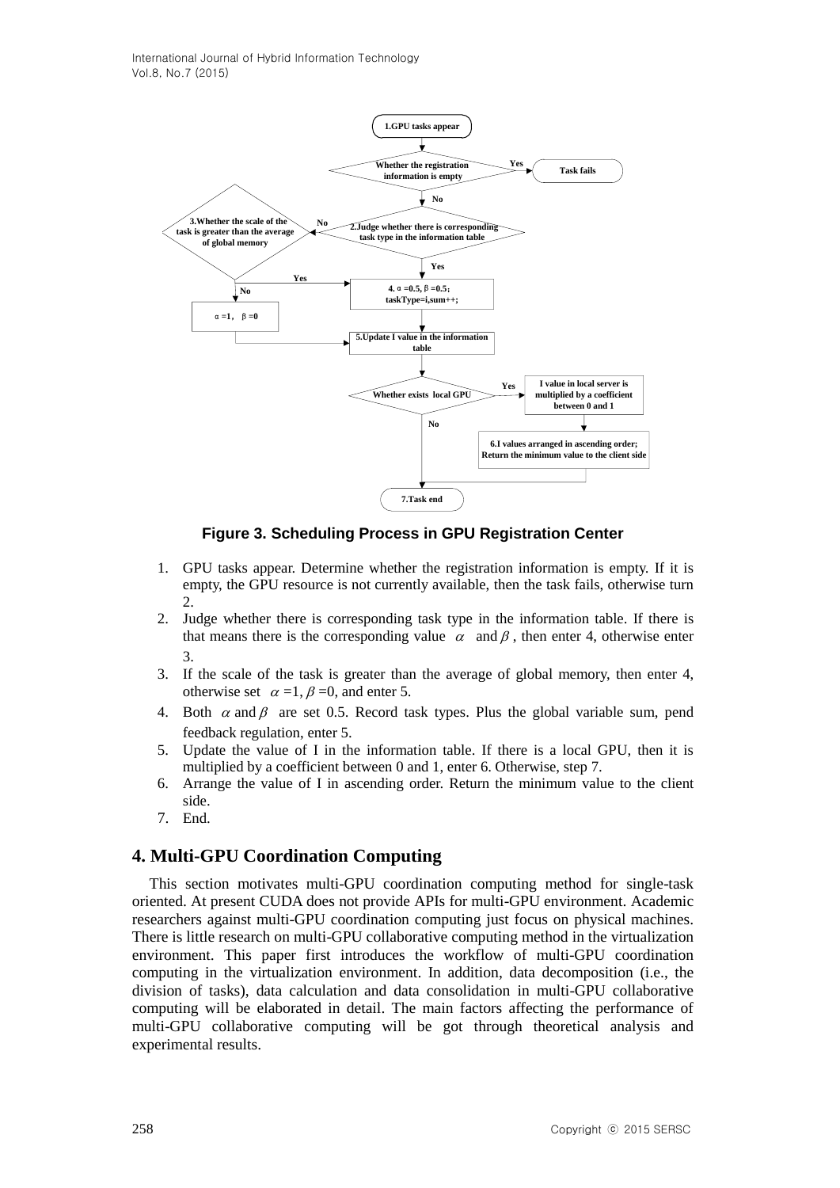Figure 3. Scheduling Process in GPU Registration Center

1. GPU tasks appear. Determine whether the registration information is empty. If it is empty, the GPU resource is not currently available, then the task fails, otherwise turn 2.
2. Judge whether there is corresponding task type in the information table. If there is that means there is the corresponding value $\alpha$ and $\beta$, then enter 4, otherwise enter 3.
3. If the scale of the task is greater than the average of global memory, then enter 4, otherwise set $\alpha$ =1, $\beta$ =0, and enter 5.
4. Both $\alpha$ and $\beta$ are set 0.5. Record task types. Plus the global variable sum, pend feedback regulation, enter 5.
5. Update the value of I in the information table. If there is a local GPU, then it is multiplied by a coefficient between 0 and 1, enter 6. Otherwise, step 7.
6. Arrange the value of I in ascending order. Return the minimum value to the client side.
7. End.

## 4. Multi-GPU Coordination Computing

This section motivates multi-GPU coordination computing method for single-task oriented. At present CUDA does not provide APIs for multi-GPU environment. Academic researchers against multi-GPU coordination computing just focus on physical machines. There is little research on multi-GPU collaborative computing method in the virtualization environment. This paper first introduces the workflow of multi-GPU coordination computing in the virtualization environment. In addition, data decomposition (i.e., the division of tasks), data calculation and data consolidation in multi-GPU collaborative computing will be elaborated in detail. The main factors affecting the performance of multi-GPU collaborative computing will be got through theoretical analysis and experimental results.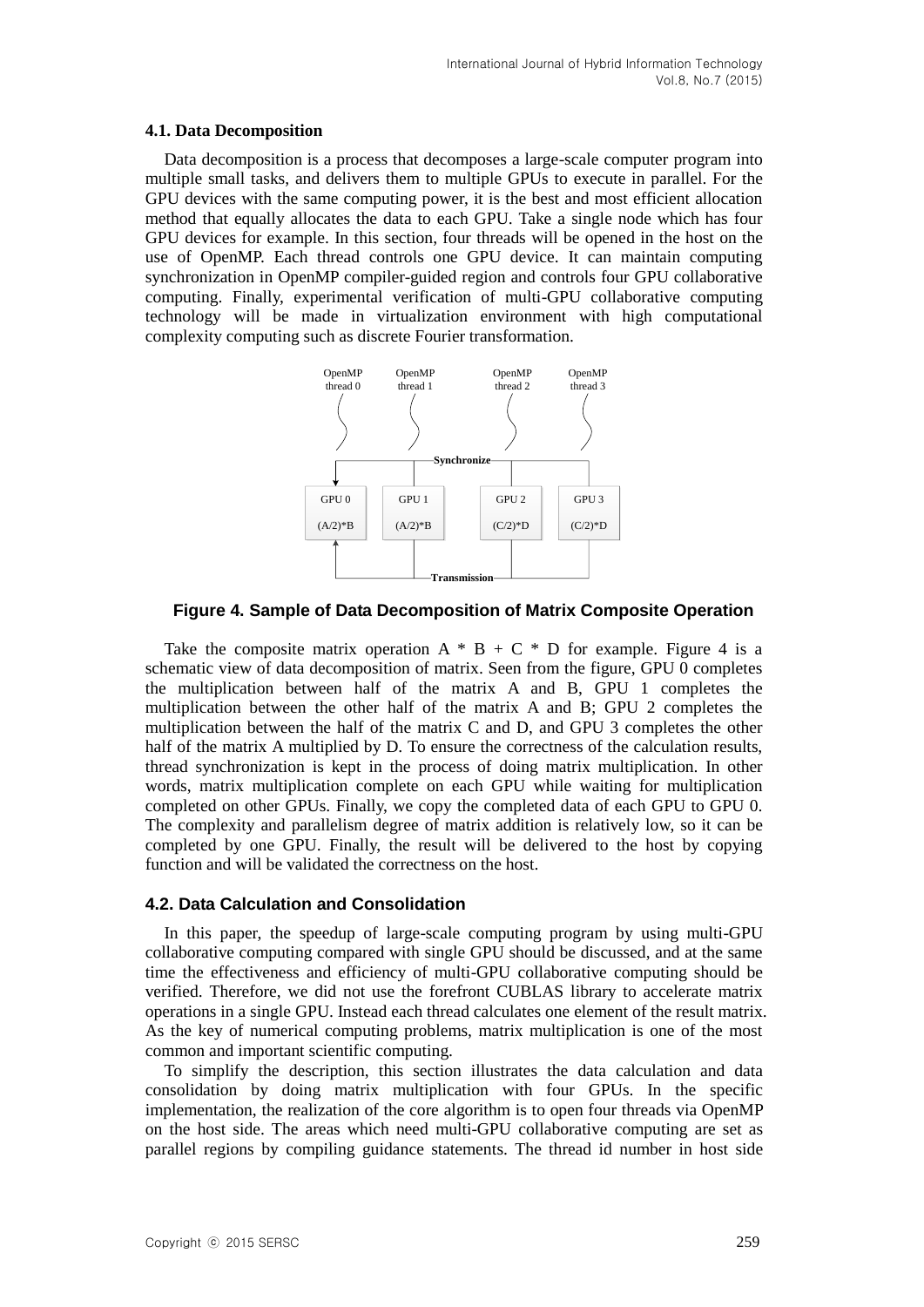### 4.1. Data Decomposition

Data decomposition is a process that decomposes a large-scale computer program into multiple small tasks, and delivers them to multiple GPUs to execute in parallel. For the GPU devices with the same computing power, it is the best and most efficient allocation method that equally allocates the data to each GPU. Take a single node which has four GPU devices for example. In this section, four threads will be opened in the host on the use of OpenMP. Each thread controls one GPU device. It can maintain computing synchronization in OpenMP compiler-guided region and controls four GPU collaborative computing. Finally, experimental verification of multi-GPU collaborative computing technology will be made in virtualization environment with high computational complexity computing such as discrete Fourier transformation.

OpenMP thread 0 | OpenMP thread 1 | OpenMP thread 2 | OpenMP thread 3

Synchronize

GPU 0 (A/2)*B | GPU 1 (A/2)*B | GPU 2 (C/2)*D | GPU 3 (C/2)*D

Transmission

**Figure 4. Sample of Data Decomposition of Matrix Composite Operation**

Take the composite matrix operation A * B + C * D for example. Figure 4 is a schematic view of data decomposition of matrix. Seen from the figure, GPU 0 completes the multiplication between half of the matrix A and B, GPU 1 completes the multiplication between the other half of the matrix A and B; GPU 2 completes the multiplication between the half of the matrix C and D, and GPU 3 completes the other half of the matrix A multiplied by D. To ensure the correctness of the calculation results, thread synchronization is kept in the process of doing matrix multiplication. In other words, matrix multiplication complete on each GPU while waiting for multiplication completed on other GPUs. Finally, we copy the completed data of each GPU to GPU 0. The complexity and parallelism degree of matrix addition is relatively low, so it can be completed by one GPU. Finally, the result will be delivered to the host by copying function and will be validated the correctness on the host.

### 4.2. Data Calculation and Consolidation

In this paper, the speedup of large-scale computing program by using multi-GPU collaborative computing compared with single GPU should be discussed, and at the same time the effectiveness and efficiency of multi-GPU collaborative computing should be verified. Therefore, we did not use the forefront CUBLAS library to accelerate matrix operations in a single GPU. Instead each thread calculates one element of the result matrix. As the key of numerical computing problems, matrix multiplication is one of the most common and important scientific computing.

To simplify the description, this section illustrates the data calculation and data consolidation by doing matrix multiplication with four GPUs. In the specific implementation, the realization of the core algorithm is to open four threads via OpenMP on the host side. The areas which need multi-GPU collaborative computing are set as parallel regions by compiling guidance statements. The thread id number in host side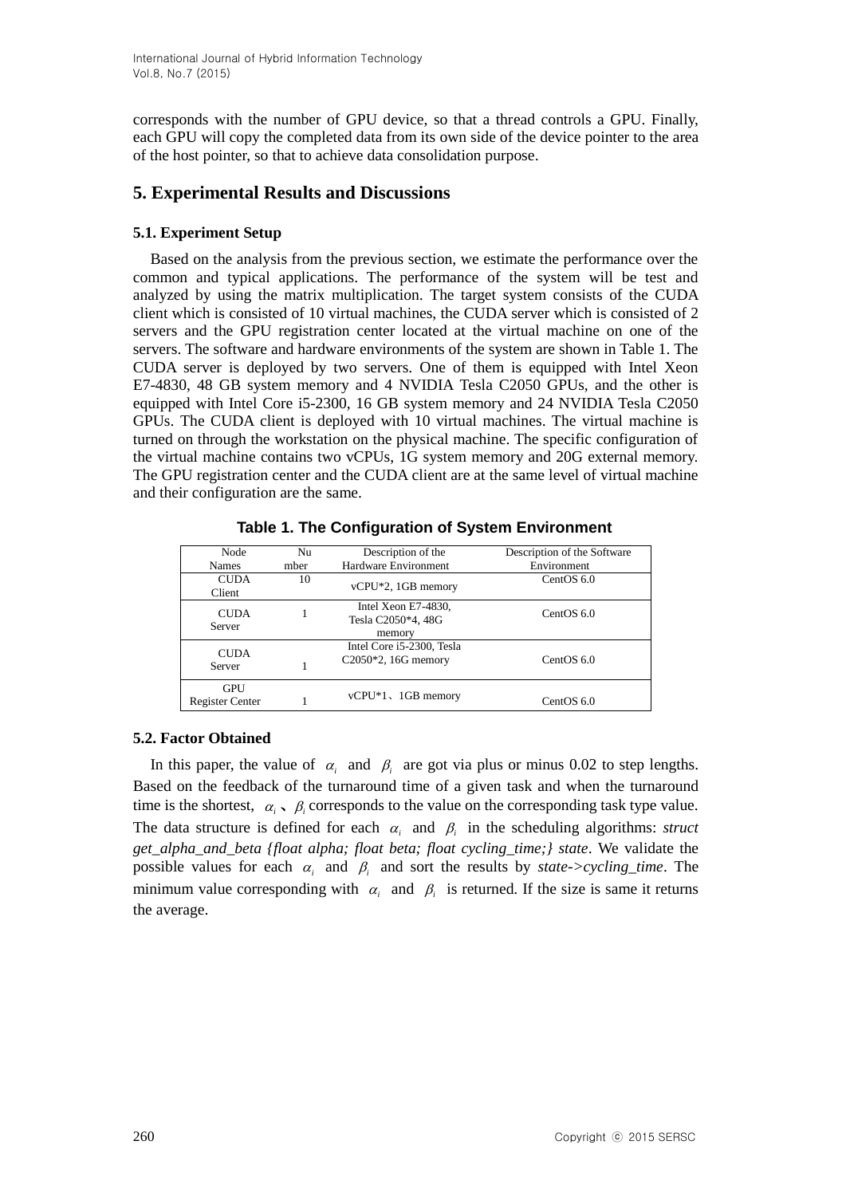corresponds with the number of GPU device, so that a thread controls a GPU. Finally, each GPU will copy the completed data from its own side of the device pointer to the area of the host pointer, so that to achieve data consolidation purpose.

## 5. Experimental Results and Discussions

### 5.1. Experiment Setup

Based on the analysis from the previous section, we estimate the performance over the common and typical applications. The performance of the system will be test and analyzed by using the matrix multiplication. The target system consists of the CUDA client which is consisted of 10 virtual machines, the CUDA server which is consisted of 2 servers and the GPU registration center located at the virtual machine on one of the servers. The software and hardware environments of the system are shown in Table 1. The CUDA server is deployed by two servers. One of them is equipped with Intel Xeon E7-4830, 48 GB system memory and 4 NVIDIA Tesla C2050 GPUs, and the other is equipped with Intel Core i5-2300, 16 GB system memory and 24 NVIDIA Tesla C2050 GPUs. The CUDA client is deployed with 10 virtual machines. The virtual machine is turned on through the workstation on the physical machine. The specific configuration of the virtual machine contains two vCPUs, 1G system memory and 20G external memory. The GPU registration center and the CUDA client are at the same level of virtual machine and their configuration are the same.

**Table 1. The Configuration of System Environment**

| Node Names | Number | Description of the Hardware Environment | Description of the Software Environment |
|---|---|---|---|
| CUDA Client | 10 | vCPU*2, 1GB memory | CentOS 6.0 |
| CUDA Server | 1 | Intel Xeon E7-4830, Tesla C2050*4, 48G memory | CentOS 6.0 |
| CUDA Server | 1 | Intel Core i5-2300, Tesla C2050*2, 16G memory | CentOS 6.0 |
| GPU Register Center | 1 | vCPU*1、1GB memory | CentOS 6.0 |

### 5.2. Factor Obtained

In this paper, the value of $\alpha_i$ and $\beta_i$ are got via plus or minus 0.02 to step lengths. Based on the feedback of the turnaround time of a given task and when the turnaround time is the shortest, $\alpha_i$、$\beta_i$ corresponds to the value on the corresponding task type value. The data structure is defined for each $\alpha_i$ and $\beta_i$ in the scheduling algorithms: *struct get_alpha_and_beta {float alpha; float beta; float cycling_time;} state*. We validate the possible values for each $\alpha_i$ and $\beta_i$ and sort the results by *state->cycling_time*. The minimum value corresponding with $\alpha_i$ and $\beta_i$ is returned. If the size is same it returns the average.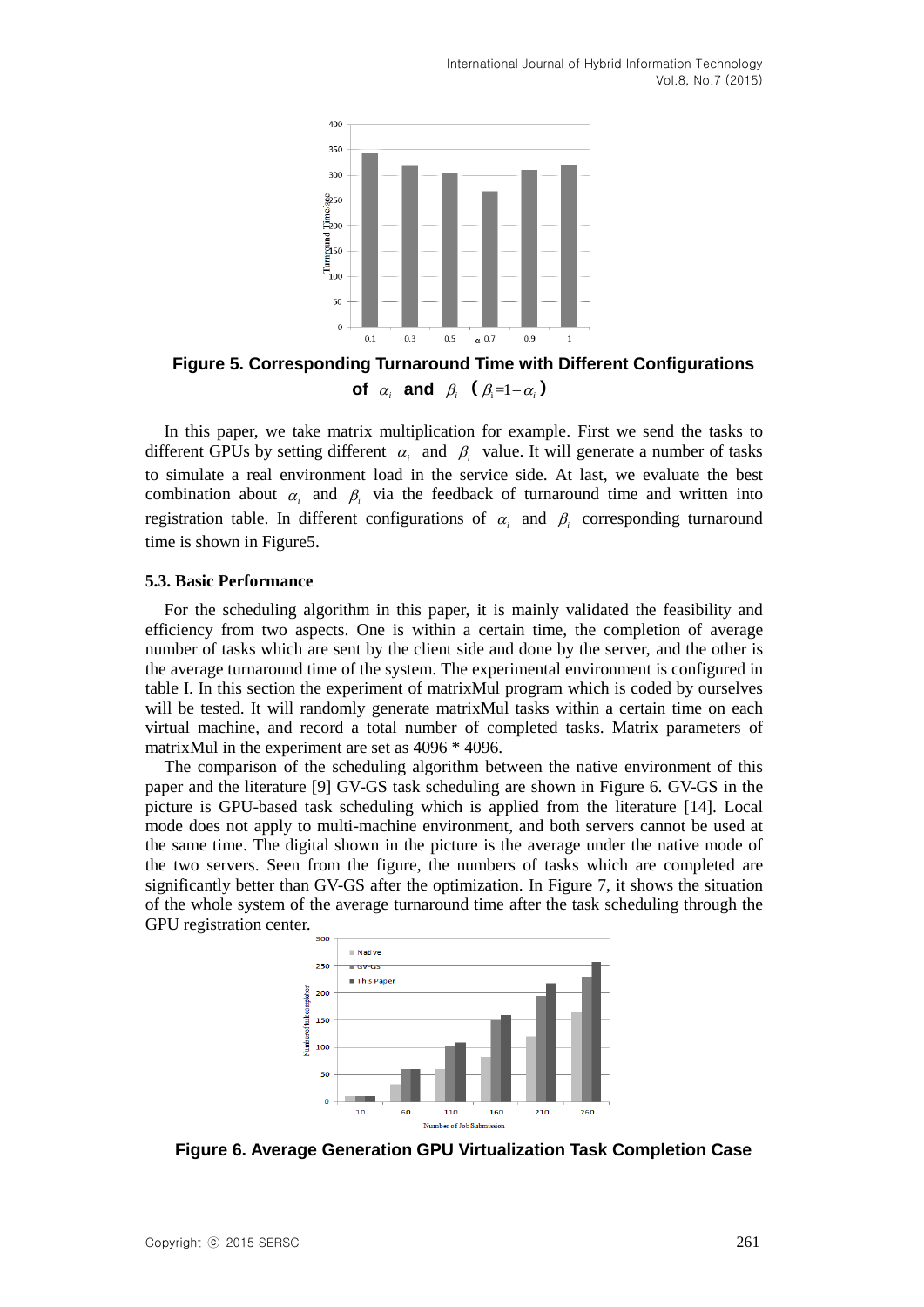**Figure 5. Corresponding Turnaround Time with Different Configurations of $\alpha_i$ and $\beta_i$ ($\beta_i = 1 - \alpha_i$)**

In this paper, we take matrix multiplication for example. First we send the tasks to different GPUs by setting different $\alpha_i$ and $\beta_i$ value. It will generate a number of tasks to simulate a real environment load in the service side. At last, we evaluate the best combination about $\alpha_i$ and $\beta_i$ via the feedback of turnaround time and written into registration table. In different configurations of $\alpha_i$ and $\beta_i$ corresponding turnaround time is shown in Figure5.

### 5.3. Basic Performance

For the scheduling algorithm in this paper, it is mainly validated the feasibility and efficiency from two aspects. One is within a certain time, the completion of average number of tasks which are sent by the client side and done by the server, and the other is the average turnaround time of the system. The experimental environment is configured in table I. In this section the experiment of matrixMul program which is coded by ourselves will be tested. It will randomly generate matrixMul tasks within a certain time on each virtual machine, and record a total number of completed tasks. Matrix parameters of matrixMul in the experiment are set as 4096 * 4096.

The comparison of the scheduling algorithm between the native environment of this paper and the literature [9] GV-GS task scheduling are shown in Figure 6. GV-GS in the picture is GPU-based task scheduling which is applied from the literature [14]. Local mode does not apply to multi-machine environment, and both servers cannot be used at the same time. The digital shown in the picture is the average under the native mode of the two servers. Seen from the figure, the numbers of tasks which are completed are significantly better than GV-GS after the optimization. In Figure 7, it shows the situation of the whole system of the average turnaround time after the task scheduling through the GPU registration center.

**Figure 6. Average Generation GPU Virtualization Task Completion Case**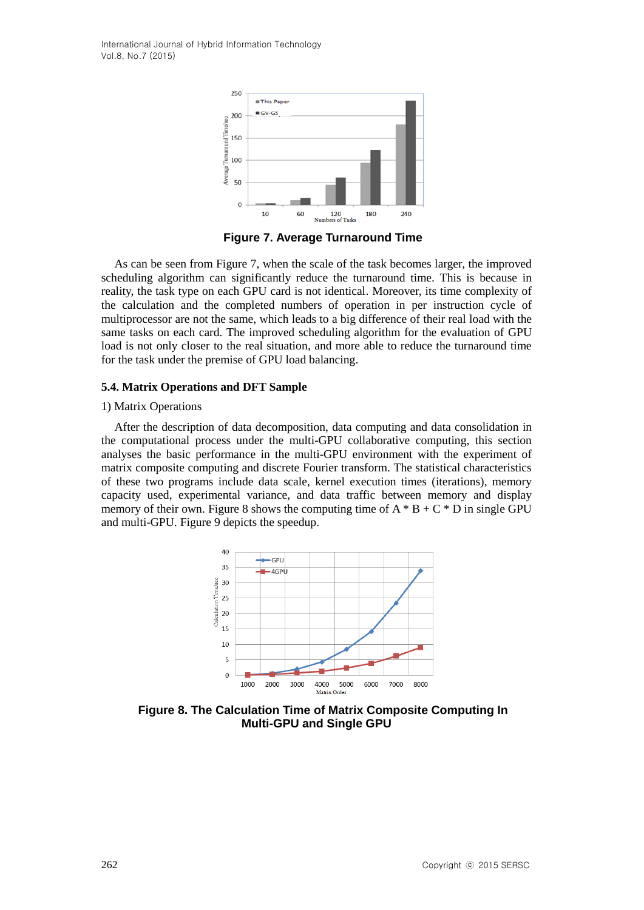**Figure 7. Average Turnaround Time**

As can be seen from Figure 7, when the scale of the task becomes larger, the improved scheduling algorithm can significantly reduce the turnaround time. This is because in reality, the task type on each GPU card is not identical. Moreover, its time complexity of the calculation and the completed numbers of operation in per instruction cycle of multiprocessor are not the same, which leads to a big difference of their real load with the same tasks on each card. The improved scheduling algorithm for the evaluation of GPU load is not only closer to the real situation, and more able to reduce the turnaround time for the task under the premise of GPU load balancing.

### 5.4. Matrix Operations and DFT Sample

1) Matrix Operations

After the description of data decomposition, data computing and data consolidation in the computational process under the multi-GPU collaborative computing, this section analyses the basic performance in the multi-GPU environment with the experiment of matrix composite computing and discrete Fourier transform. The statistical characteristics of these two programs include data scale, kernel execution times (iterations), memory capacity used, experimental variance, and data traffic between memory and display memory of their own. Figure 8 shows the computing time of A * B + C * D in single GPU and multi-GPU. Figure 9 depicts the speedup.

**Figure 8. The Calculation Time of Matrix Composite Computing In Multi-GPU and Single GPU**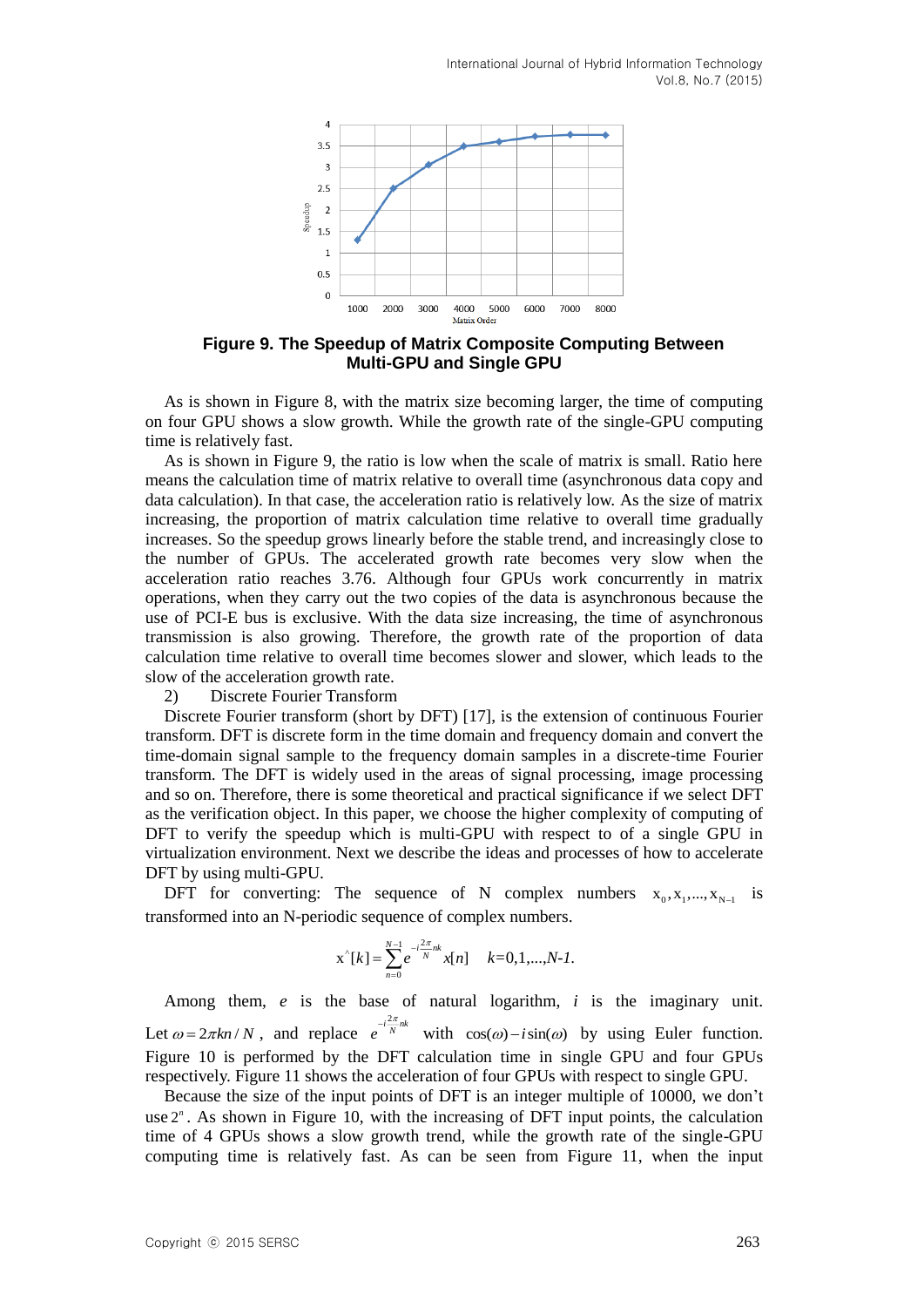**Figure 9. The Speedup of Matrix Composite Computing Between Multi-GPU and Single GPU**

As is shown in Figure 8, with the matrix size becoming larger, the time of computing on four GPU shows a slow growth. While the growth rate of the single-GPU computing time is relatively fast.

As is shown in Figure 9, the ratio is low when the scale of matrix is small. Ratio here means the calculation time of matrix relative to overall time (asynchronous data copy and data calculation). In that case, the acceleration ratio is relatively low. As the size of matrix increasing, the proportion of matrix calculation time relative to overall time gradually increases. So the speedup grows linearly before the stable trend, and increasingly close to the number of GPUs. The accelerated growth rate becomes very slow when the acceleration ratio reaches 3.76. Although four GPUs work concurrently in matrix operations, when they carry out the two copies of the data is asynchronous because the use of PCI-E bus is exclusive. With the data size increasing, the time of asynchronous transmission is also growing. Therefore, the growth rate of the proportion of data calculation time relative to overall time becomes slower and slower, which leads to the slow of the acceleration growth rate.

2) Discrete Fourier Transform

Discrete Fourier transform (short by DFT) [17], is the extension of continuous Fourier transform. DFT is discrete form in the time domain and frequency domain and convert the time-domain signal sample to the frequency domain samples in a discrete-time Fourier transform. The DFT is widely used in the areas of signal processing, image processing and so on. Therefore, there is some theoretical and practical significance if we select DFT as the verification object. In this paper, we choose the higher complexity of computing of DFT to verify the speedup which is multi-GPU with respect to of a single GPU in virtualization environment. Next we describe the ideas and processes of how to accelerate DFT by using multi-GPU.

DFT for converting: The sequence of N complex numbers $x_0, x_1, ..., x_{N-1}$ is transformed into an N-periodic sequence of complex numbers.

$$x^{\wedge}[k] = \sum_{n=0}^{N-1} e^{-i\frac{2\pi}{N}nk} x[n] \quad k=0,1,...,N-1.$$

Among them, $e$ is the base of natural logarithm, $i$ is the imaginary unit. Let $\omega = 2\pi kn / N$, and replace $e^{-i\frac{2\pi}{N}nk}$ with $\cos(\omega) - i\sin(\omega)$ by using Euler function. Figure 10 is performed by the DFT calculation time in single GPU and four GPUs respectively. Figure 11 shows the acceleration of four GPUs with respect to single GPU.

Because the size of the input points of DFT is an integer multiple of 10000, we don't use $2^n$. As shown in Figure 10, with the increasing of DFT input points, the calculation time of 4 GPUs shows a slow growth trend, while the growth rate of the single-GPU computing time is relatively fast. As can be seen from Figure 11, when the input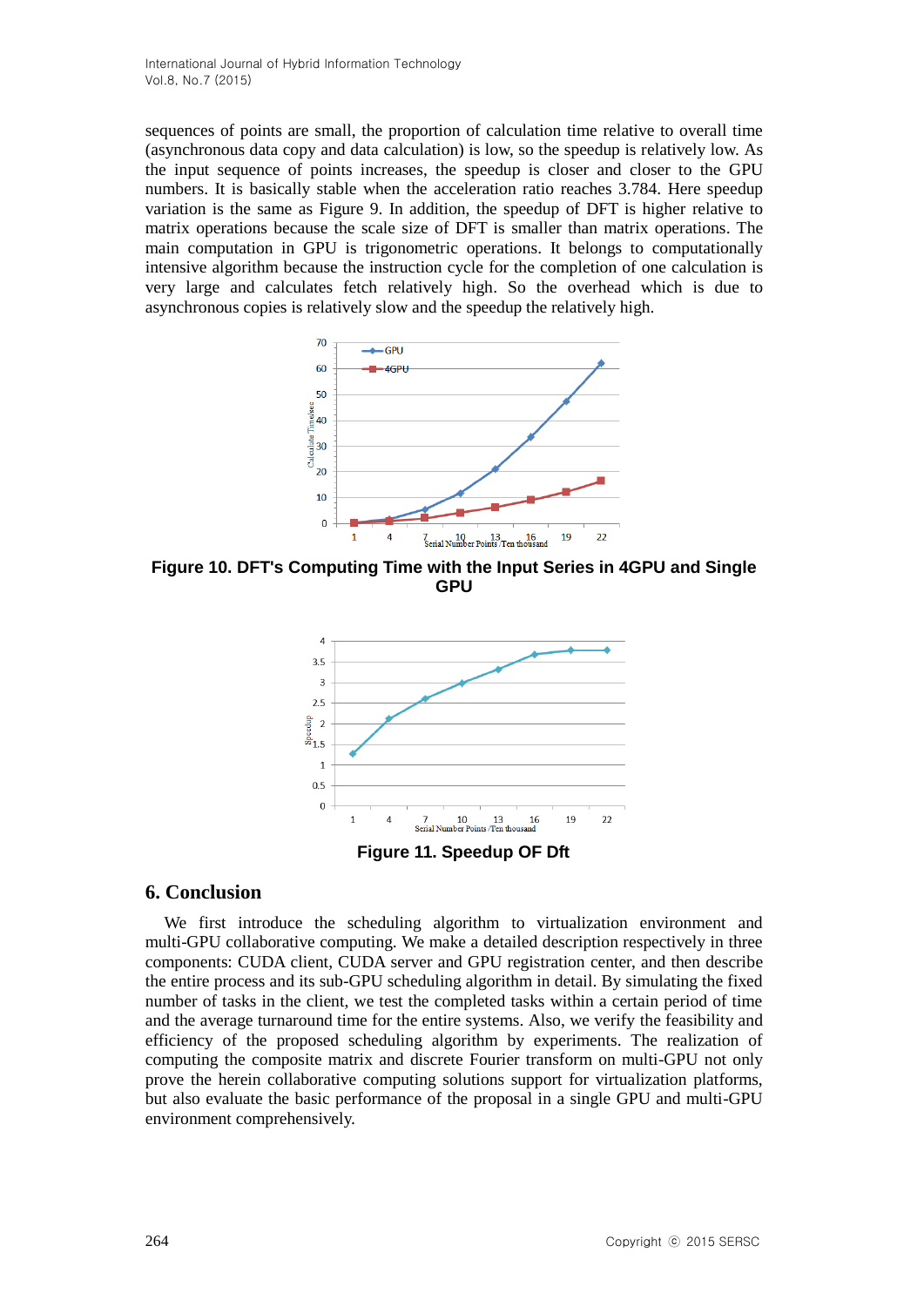sequences of points are small, the proportion of calculation time relative to overall time (asynchronous data copy and data calculation) is low, so the speedup is relatively low. As the input sequence of points increases, the speedup is closer and closer to the GPU numbers. It is basically stable when the acceleration ratio reaches 3.784. Here speedup variation is the same as Figure 9. In addition, the speedup of DFT is higher relative to matrix operations because the scale size of DFT is smaller than matrix operations. The main computation in GPU is trigonometric operations. It belongs to computationally intensive algorithm because the instruction cycle for the completion of one calculation is very large and calculates fetch relatively high. So the overhead which is due to asynchronous copies is relatively slow and the speedup the relatively high.

**Figure 10. DFT's Computing Time with the Input Series in 4GPU and Single GPU**

**Figure 11. Speedup OF Dft**

## 6. Conclusion

We first introduce the scheduling algorithm to virtualization environment and multi-GPU collaborative computing. We make a detailed description respectively in three components: CUDA client, CUDA server and GPU registration center, and then describe the entire process and its sub-GPU scheduling algorithm in detail. By simulating the fixed number of tasks in the client, we test the completed tasks within a certain period of time and the average turnaround time for the entire systems. Also, we verify the feasibility and efficiency of the proposed scheduling algorithm by experiments. The realization of computing the composite matrix and discrete Fourier transform on multi-GPU not only prove the herein collaborative computing solutions support for virtualization platforms, but also evaluate the basic performance of the proposal in a single GPU and multi-GPU environment comprehensively.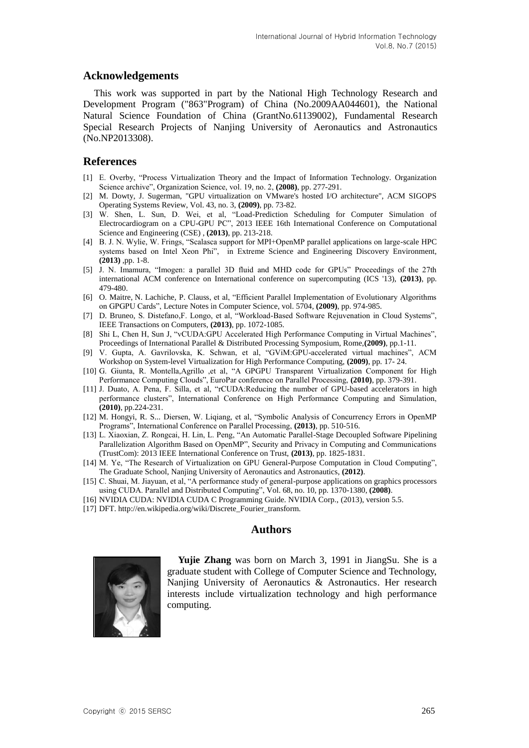## Acknowledgements

This work was supported in part by the National High Technology Research and Development Program ("863"Program) of China (No.2009AA044601), the National Natural Science Foundation of China (GrantNo.61139002), Fundamental Research Special Research Projects of Nanjing University of Aeronautics and Astronautics (No.NP2013308).

## References

[1] E. Overby, "Process Virtualization Theory and the Impact of Information Technology. Organization Science archive", Organization Science, vol. 19, no. 2, **(2008)**, pp. 277-291.

[2] M. Dowty, J. Sugerman, "GPU virtualization on VMware's hosted I/O architecture", ACM SIGOPS Operating Systems Review, Vol. 43, no. 3, **(2009)**, pp. 73-82.

[3] W. Shen, L. Sun, D. Wei, et al, "Load-Prediction Scheduling for Computer Simulation of Electrocardiogram on a CPU-GPU PC", 2013 IEEE 16th International Conference on Computational Science and Engineering (CSE) , **(2013)**, pp. 213-218.

[4] B. J. N. Wylie, W. Frings, "Scalasca support for MPI+OpenMP parallel applications on large-scale HPC systems based on Intel Xeon Phi", in Extreme Science and Engineering Discovery Environment, **(2013)** ,pp. 1-8.

[5] J. N. Imamura, "Imogen: a parallel 3D fluid and MHD code for GPUs" Proceedings of the 27th international ACM conference on International conference on supercomputing (ICS '13), **(2013)**, pp. 479-480.

[6] O. Maitre, N. Lachiche, P. Clauss, et al, "Efficient Parallel Implementation of Evolutionary Algorithms on GPGPU Cards", Lecture Notes in Computer Science, vol. 5704, **(2009)**, pp. 974-985.

[7] D. Bruneo, S. Distefano,F. Longo, et al, "Workload-Based Software Rejuvenation in Cloud Systems", IEEE Transactions on Computers, **(2013)**, pp. 1072-1085.

[8] Shi L, Chen H, Sun J, "vCUDA:GPU Accelerated High Performance Computing in Virtual Machines", Proceedings of International Parallel & Distributed Processing Symposium, Rome,**(2009)**, pp.1-11.

[9] V. Gupta, A. Gavrilovska, K. Schwan, et al, "GViM:GPU-accelerated virtual machines", ACM Workshop on System-level Virtualization for High Performance Computing, **(2009)**, pp. 17- 24.

[10] G. Giunta, R. Montella,Agrillo ,et al, "A GPGPU Transparent Virtualization Component for High Performance Computing Clouds", EuroPar conference on Parallel Processing, **(2010)**, pp. 379-391.

[11] J. Duato, A. Pena, F. Silla, et al, "rCUDA:Reducing the number of GPU-based accelerators in high performance clusters", International Conference on High Performance Computing and Simulation, **(2010)**, pp.224-231.

[12] M. Hongyi, R. S... Diersen, W. Liqiang, et al, "Symbolic Analysis of Concurrency Errors in OpenMP Programs", International Conference on Parallel Processing, **(2013)**, pp. 510-516.

[13] L. Xiaoxian, Z. Rongcai, H. Lin, L. Peng, "An Automatic Parallel-Stage Decoupled Software Pipelining Parallelization Algorithm Based on OpenMP", Security and Privacy in Computing and Communications (TrustCom): 2013 IEEE International Conference on Trust, **(2013)**, pp. 1825-1831.

[14] M. Ye, "The Research of Virtualization on GPU General-Purpose Computation in Cloud Computing", The Graduate School, Nanjing University of Aeronautics and Astronautics, **(2012)**.

[15] C. Shuai, M. Jiayuan, et al, "A performance study of general-purpose applications on graphics processors using CUDA. Parallel and Distributed Computing", Vol. 68, no. 10, pp. 1370-1380, **(2008)**.

[16] NVIDIA CUDA: NVIDIA CUDA C Programming Guide. NVIDIA Corp., (2013), version 5.5.

[17] DFT. http://en.wikipedia.org/wiki/Discrete_Fourier_transform.

## Authors

**Yujie Zhang** was born on March 3, 1991 in JiangSu. She is a graduate student with College of Computer Science and Technology, Nanjing University of Aeronautics & Astronautics. Her research interests include virtualization technology and high performance computing.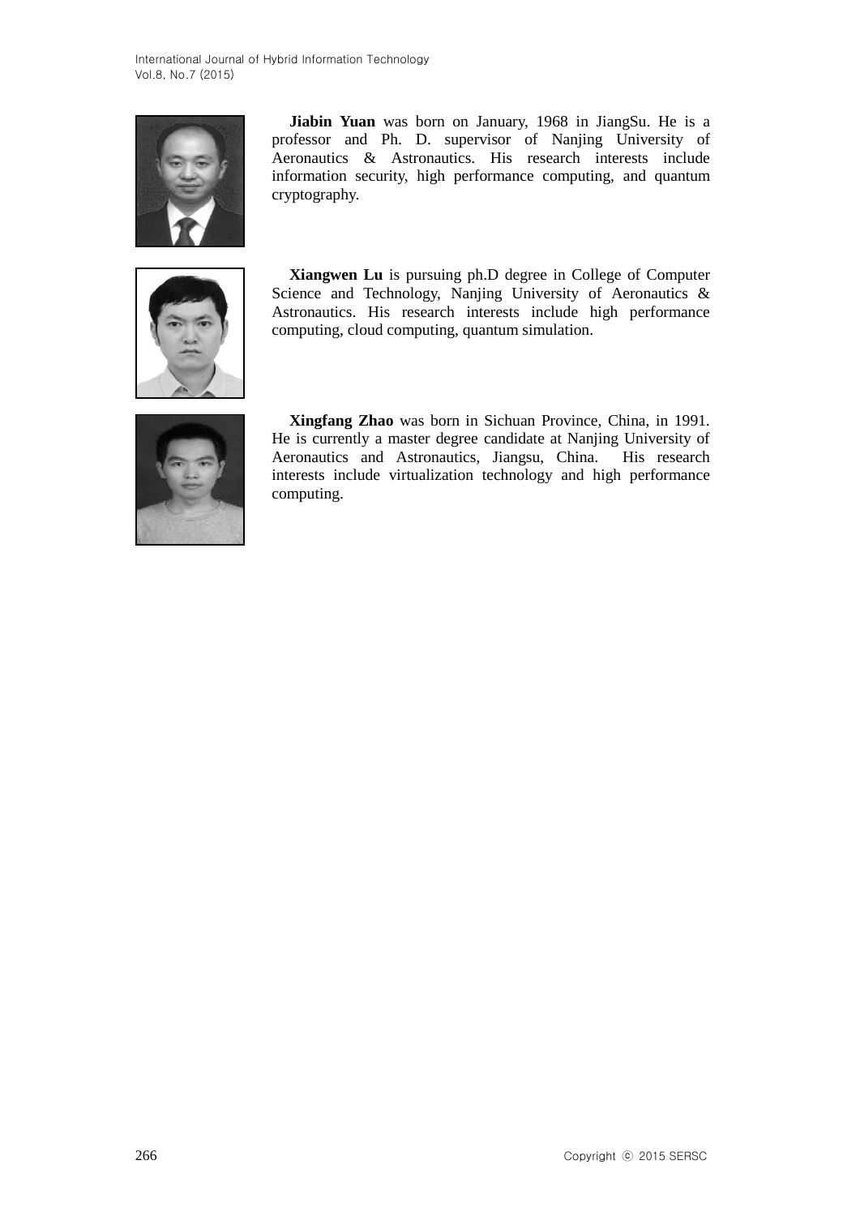**Jiabin Yuan** was born on January, 1968 in JiangSu. He is a professor and Ph. D. supervisor of Nanjing University of Aeronautics & Astronautics. His research interests include information security, high performance computing, and quantum cryptography.

**Xiangwen Lu** is pursuing ph.D degree in College of Computer Science and Technology, Nanjing University of Aeronautics & Astronautics. His research interests include high performance computing, cloud computing, quantum simulation.

**Xingfang Zhao** was born in Sichuan Province, China, in 1991. He is currently a master degree candidate at Nanjing University of Aeronautics and Astronautics, Jiangsu, China. His research interests include virtualization technology and high performance computing.